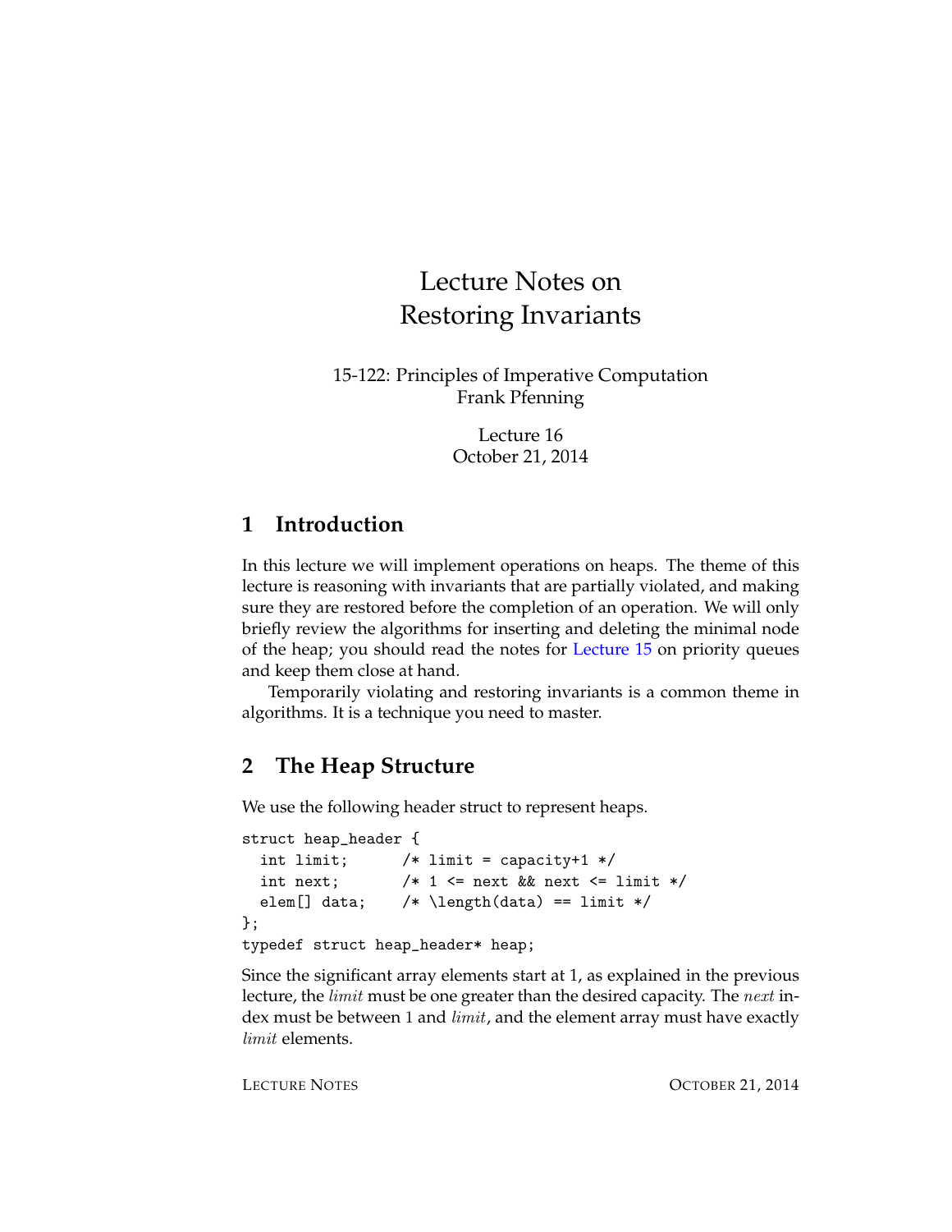# Lecture Notes on Restoring Invariants

15-122: Principles of Imperative Computation
Frank Pfenning

Lecture 16
October 21, 2014

## 1 Introduction

In this lecture we will implement operations on heaps. The theme of this lecture is reasoning with invariants that are partially violated, and making sure they are restored before the completion of an operation. We will only briefly review the algorithms for inserting and deleting the minimal node of the heap; you should read the notes for Lecture 15 on priority queues and keep them close at hand.

Temporarily violating and restoring invariants is a common theme in algorithms. It is a technique you need to master.

## 2 The Heap Structure

We use the following header struct to represent heaps.

```
struct heap_header {
  int limit;      /* limit = capacity+1 */
  int next;       /* 1 <= next && next <= limit */
  elem[] data;    /* \length(data) == limit */
};
typedef struct heap_header* heap;
```

Since the significant array elements start at 1, as explained in the previous lecture, the *limit* must be one greater than the desired capacity. The *next* index must be between 1 and *limit*, and the element array must have exactly *limit* elements.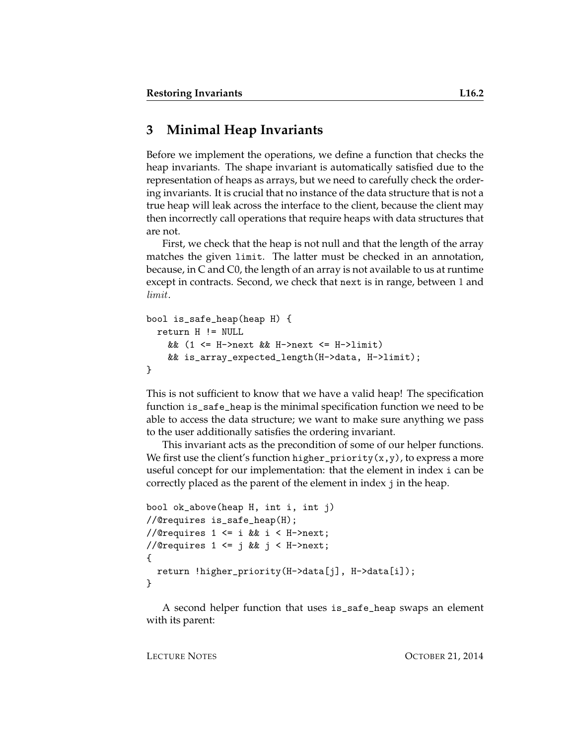## 3 Minimal Heap Invariants

Before we implement the operations, we define a function that checks the heap invariants. The shape invariant is automatically satisfied due to the representation of heaps as arrays, but we need to carefully check the ordering invariants. It is crucial that no instance of the data structure that is not a true heap will leak across the interface to the client, because the client may then incorrectly call operations that require heaps with data structures that are not.

First, we check that the heap is not null and that the length of the array matches the given `limit`. The latter must be checked in an annotation, because, in C and C0, the length of an array is not available to us at runtime except in contracts. Second, we check that `next` is in range, between 1 and *limit*.

```
bool is_safe_heap(heap H) {
  return H != NULL
    && (1 <= H->next && H->next <= H->limit)
    && is_array_expected_length(H->data, H->limit);
}
```

This is not sufficient to know that we have a valid heap! The specification function `is_safe_heap` is the minimal specification function we need to be able to access the data structure; we want to make sure anything we pass to the user additionally satisfies the ordering invariant.

This invariant acts as the precondition of some of our helper functions. We first use the client's function `higher_priority(x,y)`, to express a more useful concept for our implementation: that the element in index `i` can be correctly placed as the parent of the element in index `j` in the heap.

```
bool ok_above(heap H, int i, int j)
//@requires is_safe_heap(H);
//@requires 1 <= i && i < H->next;
//@requires 1 <= j && j < H->next;
{
  return !higher_priority(H->data[j], H->data[i]);
}
```

A second helper function that uses `is_safe_heap` swaps an element with its parent: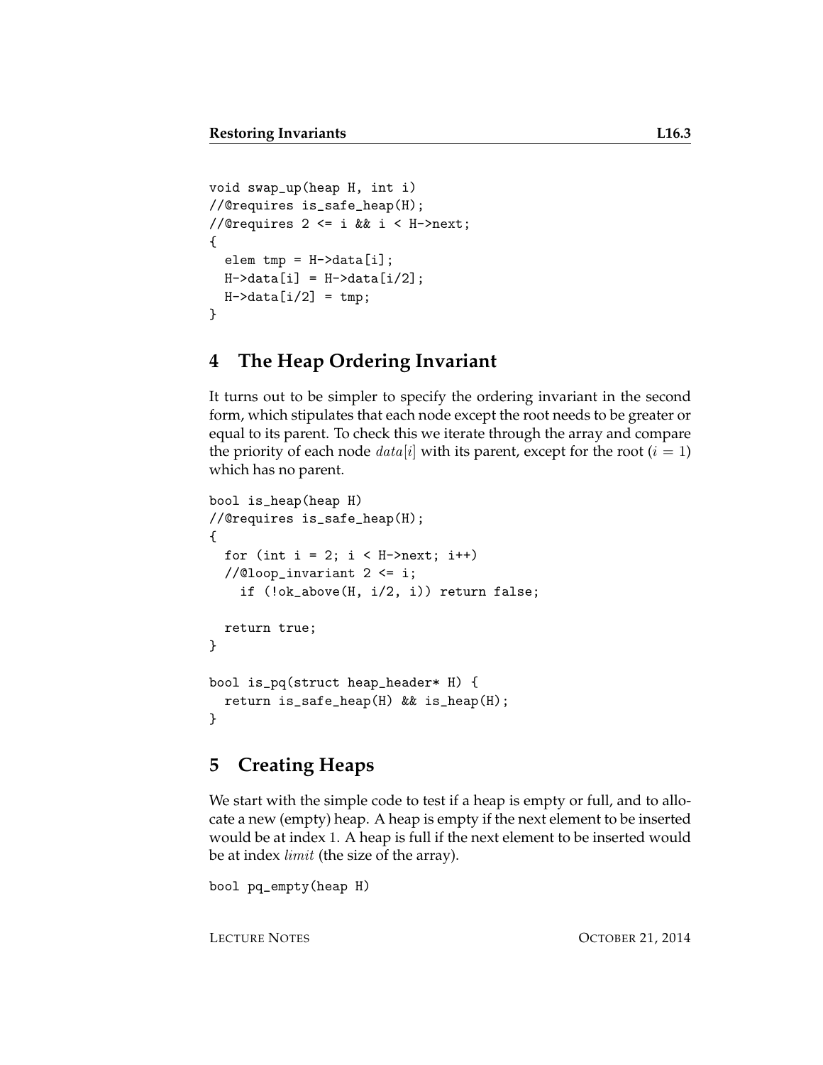```
void swap_up(heap H, int i)
//@requires is_safe_heap(H);
//@requires 2 <= i && i < H->next;
{
  elem tmp = H->data[i];
  H->data[i] = H->data[i/2];
  H->data[i/2] = tmp;
}
```

## 4 The Heap Ordering Invariant

It turns out to be simpler to specify the ordering invariant in the second form, which stipulates that each node except the root needs to be greater or equal to its parent. To check this we iterate through the array and compare the priority of each node $data[i]$ with its parent, except for the root ($i = 1$) which has no parent.

```
bool is_heap(heap H)
//@requires is_safe_heap(H);
{
  for (int i = 2; i < H->next; i++)
  //@loop_invariant 2 <= i;
    if (!ok_above(H, i/2, i)) return false;

  return true;
}

bool is_pq(struct heap_header* H) {
  return is_safe_heap(H) && is_heap(H);
}
```

## 5 Creating Heaps

We start with the simple code to test if a heap is empty or full, and to allocate a new (empty) heap. A heap is empty if the next element to be inserted would be at index 1. A heap is full if the next element to be inserted would be at index $limit$ (the size of the array).

```
bool pq_empty(heap H)
```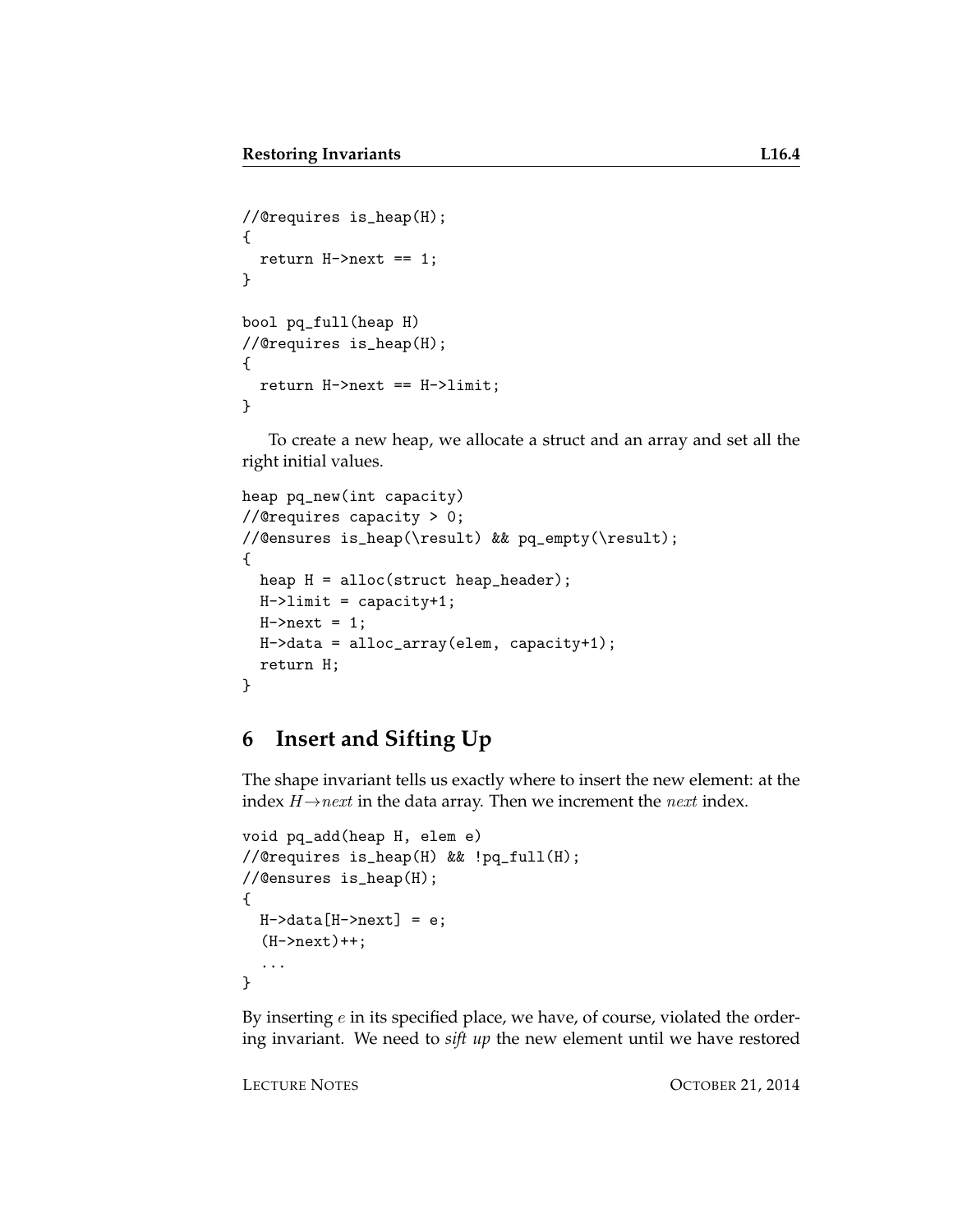```
//@requires is_heap(H);
{
  return H->next == 1;
}

bool pq_full(heap H)
//@requires is_heap(H);
{
  return H->next == H->limit;
}
```

To create a new heap, we allocate a struct and an array and set all the right initial values.

```
heap pq_new(int capacity)
//@requires capacity > 0;
//@ensures is_heap(\result) && pq_empty(\result);
{
  heap H = alloc(struct heap_header);
  H->limit = capacity+1;
  H->next = 1;
  H->data = alloc_array(elem, capacity+1);
  return H;
}
```

## 6 Insert and Sifting Up

The shape invariant tells us exactly where to insert the new element: at the index $H \rightarrow next$ in the data array. Then we increment the $next$ index.

```
void pq_add(heap H, elem e)
//@requires is_heap(H) && !pq_full(H);
//@ensures is_heap(H);
{
  H->data[H->next] = e;
  (H->next)++;
  ...
}
```

By inserting $e$ in its specified place, we have, of course, violated the ordering invariant. We need to *sift up* the new element until we have restored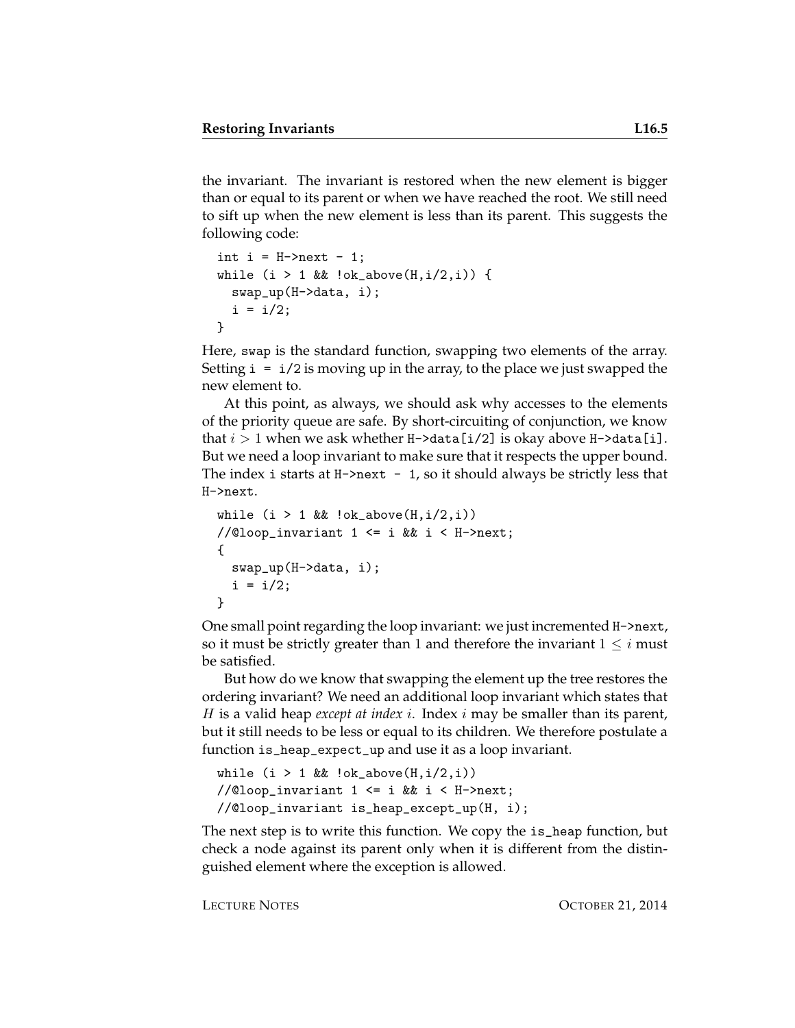the invariant. The invariant is restored when the new element is bigger than or equal to its parent or when we have reached the root. We still need to sift up when the new element is less than its parent. This suggests the following code:

```
int i = H->next - 1;
while (i > 1 && !ok_above(H,i/2,i)) {
  swap_up(H->data, i);
  i = i/2;
}
```

Here, `swap` is the standard function, swapping two elements of the array. Setting `i = i/2` is moving up in the array, to the place we just swapped the new element to.

At this point, as always, we should ask why accesses to the elements of the priority queue are safe. By short-circuiting of conjunction, we know that $i > 1$ when we ask whether `H->data[i/2]` is okay above `H->data[i]`. But we need a loop invariant to make sure that it respects the upper bound. The index `i` starts at `H->next - 1`, so it should always be strictly less that `H->next`.

```
while (i > 1 && !ok_above(H,i/2,i))
//@loop_invariant 1 <= i && i < H->next;
{
  swap_up(H->data, i);
  i = i/2;
}
```

One small point regarding the loop invariant: we just incremented `H->next`, so it must be strictly greater than 1 and therefore the invariant $1 \leq i$ must be satisfied.

But how do we know that swapping the element up the tree restores the ordering invariant? We need an additional loop invariant which states that $H$ is a valid heap *except at index* $i$. Index $i$ may be smaller than its parent, but it still needs to be less or equal to its children. We therefore postulate a function `is_heap_expect_up` and use it as a loop invariant.

```
while (i > 1 && !ok_above(H,i/2,i))
//@loop_invariant 1 <= i && i < H->next;
//@loop_invariant is_heap_except_up(H, i);
```

The next step is to write this function. We copy the `is_heap` function, but check a node against its parent only when it is different from the distinguished element where the exception is allowed.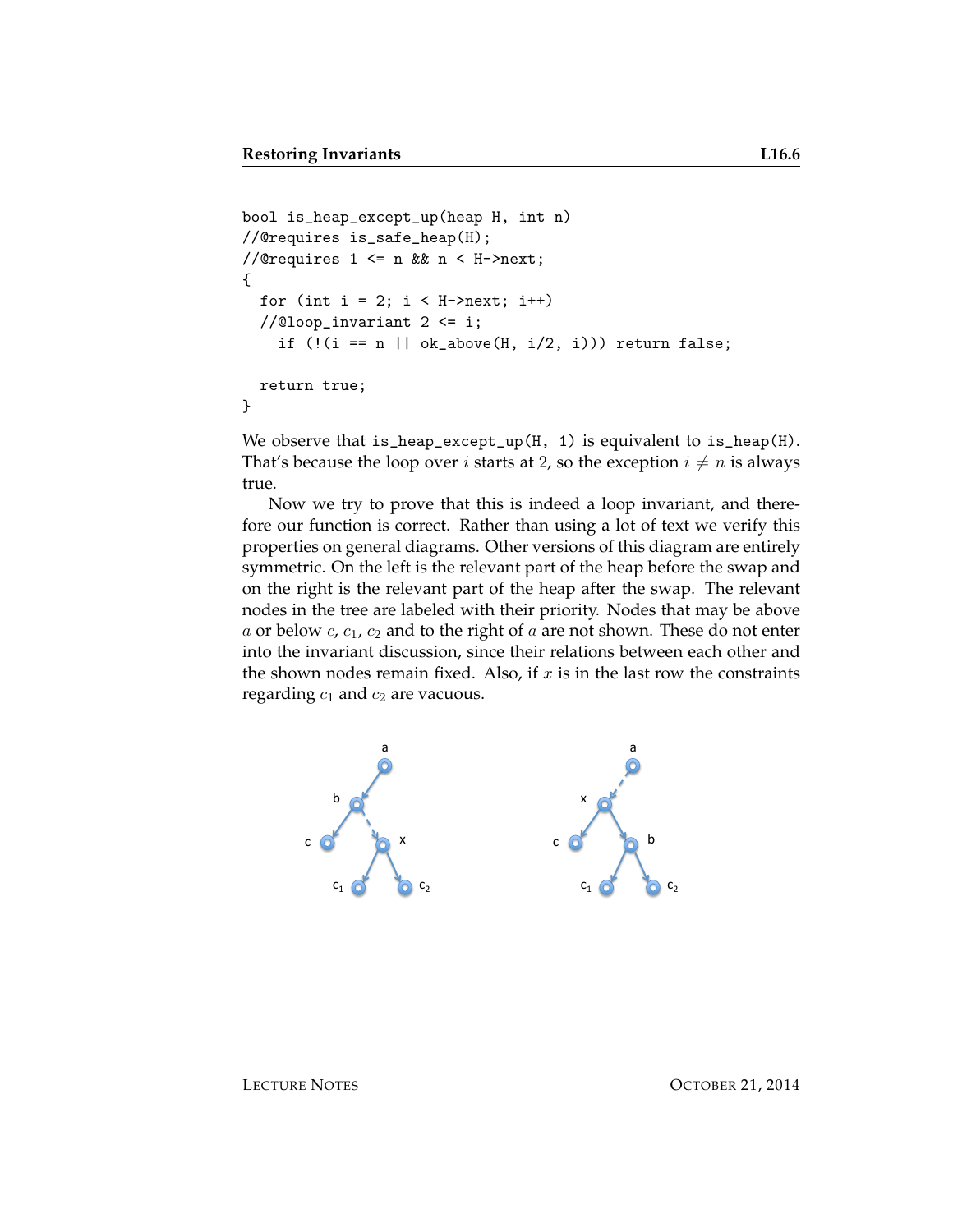```
bool is_heap_except_up(heap H, int n)
//@requires is_safe_heap(H);
//@requires 1 <= n && n < H->next;
{
  for (int i = 2; i < H->next; i++)
  //@loop_invariant 2 <= i;
    if (!(i == n || ok_above(H, i/2, i))) return false;

  return true;
}
```

We observe that `is_heap_except_up(H, 1)` is equivalent to `is_heap(H)`. That's because the loop over $i$ starts at 2, so the exception $i \neq n$ is always true.

Now we try to prove that this is indeed a loop invariant, and therefore our function is correct. Rather than using a lot of text we verify this properties on general diagrams. Other versions of this diagram are entirely symmetric. On the left is the relevant part of the heap before the swap and on the right is the relevant part of the heap after the swap. The relevant nodes in the tree are labeled with their priority. Nodes that may be above $a$ or below $c$, $c_1$, $c_2$ and to the right of $a$ are not shown. These do not enter into the invariant discussion, since their relations between each other and the shown nodes remain fixed. Also, if $x$ is in the last row the constraints regarding $c_1$ and $c_2$ are vacuous.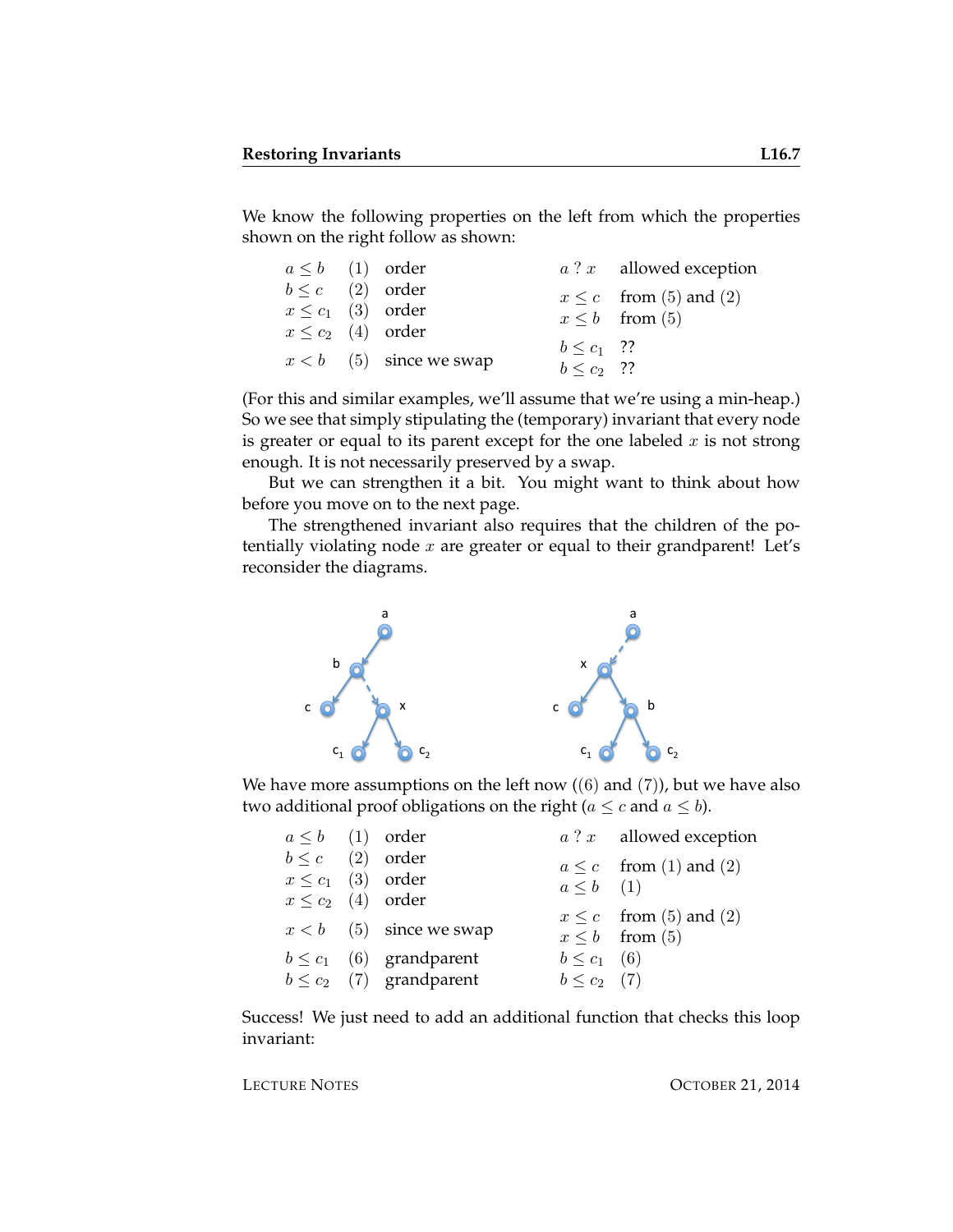We know the following properties on the left from which the properties shown on the right follow as shown:

| | | | | |
|---|---|---|---|---|
| $a \leq b$ | (1) | order | $a \; ? \; x$ | allowed exception |
| $b \leq c$ | (2) | order | $x \leq c$ | from (5) and (2) |
| $x \leq c_1$ | (3) | order | $x \leq b$ | from (5) |
| $x \leq c_2$ | (4) | order | | |
| $x < b$ | (5) | since we swap | $b \leq c_1$ | ?? |
| | | | $b \leq c_2$ | ?? |

(For this and similar examples, we'll assume that we're using a min-heap.) So we see that simply stipulating the (temporary) invariant that every node is greater or equal to its parent except for the one labeled $x$ is not strong enough. It is not necessarily preserved by a swap.

But we can strengthen it a bit. You might want to think about how before you move on to the next page.

The strengthened invariant also requires that the children of the potentially violating node $x$ are greater or equal to their grandparent! Let's reconsider the diagrams.

We have more assumptions on the left now ((6) and (7)), but we have also two additional proof obligations on the right ($a \leq c$ and $a \leq b$).

| | | | | |
|---|---|---|---|---|
| $a \leq b$ | (1) | order | $a \; ? \; x$ | allowed exception |
| $b \leq c$ | (2) | order | $a \leq c$ | from (1) and (2) |
| $x \leq c_1$ | (3) | order | $a \leq b$ | (1) |
| $x \leq c_2$ | (4) | order | | |
| $x < b$ | (5) | since we swap | $x \leq c$ | from (5) and (2) |
| | | | $x \leq b$ | from (5) |
| $b \leq c_1$ | (6) | grandparent | $b \leq c_1$ | (6) |
| $b \leq c_2$ | (7) | grandparent | $b \leq c_2$ | (7) |

Success! We just need to add an additional function that checks this loop invariant: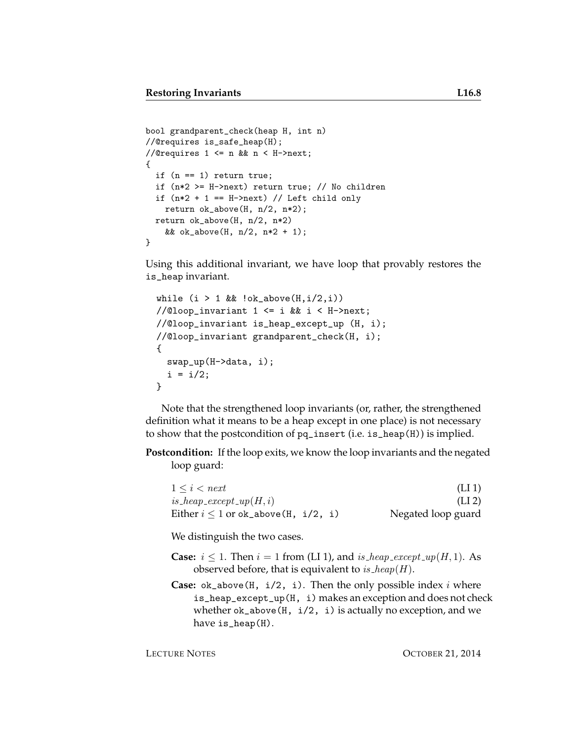```
bool grandparent_check(heap H, int n)
//@requires is_safe_heap(H);
//@requires 1 <= n && n < H->next;
{
  if (n == 1) return true;
  if (n*2 >= H->next) return true; // No children
  if (n*2 + 1 == H->next) // Left child only
    return ok_above(H, n/2, n*2);
  return ok_above(H, n/2, n*2)
    && ok_above(H, n/2, n*2 + 1);
}
```

Using this additional invariant, we have loop that provably restores the is_heap invariant.

```
  while (i > 1 && !ok_above(H,i/2,i))
  //@loop_invariant 1 <= i && i < H->next;
  //@loop_invariant is_heap_except_up (H, i);
  //@loop_invariant grandparent_check(H, i);
  {
    swap_up(H->data, i);
    i = i/2;
  }
```

Note that the strengthened loop invariants (or, rather, the strengthened definition what it means to be a heap except in one place) is not necessary to show that the postcondition of pq_insert (i.e. is_heap(H)) is implied.

**Postcondition:** If the loop exits, we know the loop invariants and the negated loop guard:

| | |
|---|---|
| $1 \leq i < next$ | (LI 1) |
| $is\_heap\_except\_up(H, i)$ | (LI 2) |
| Either $i \leq 1$ or ok_above(H, i/2, i) | Negated loop guard |

We distinguish the two cases.

**Case:** $i \leq 1$. Then $i = 1$ from (LI 1), and $is\_heap\_except\_up(H, 1)$. As observed before, that is equivalent to $is\_heap(H)$.

**Case:** ok_above(H, i/2, i). Then the only possible index $i$ where is_heap_except_up(H, i) makes an exception and does not check whether ok_above(H, i/2, i) is actually no exception, and we have is_heap(H).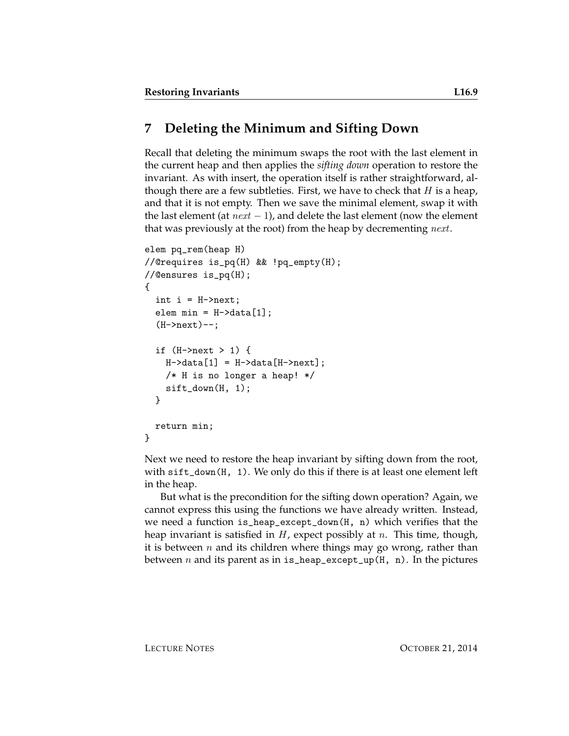## 7 Deleting the Minimum and Sifting Down

Recall that deleting the minimum swaps the root with the last element in the current heap and then applies the *sifting down* operation to restore the invariant. As with insert, the operation itself is rather straightforward, although there are a few subtleties. First, we have to check that $H$ is a heap, and that it is not empty. Then we save the minimal element, swap it with the last element (at $next - 1$), and delete the last element (now the element that was previously at the root) from the heap by decrementing $next$.

```
elem pq_rem(heap H)
//@requires is_pq(H) && !pq_empty(H);
//@ensures is_pq(H);
{
  int i = H->next;
  elem min = H->data[1];
  (H->next)--;

  if (H->next > 1) {
    H->data[1] = H->data[H->next];
    /* H is no longer a heap! */
    sift_down(H, 1);
  }

  return min;
}
```

Next we need to restore the heap invariant by sifting down from the root, with `sift_down(H, 1)`. We only do this if there is at least one element left in the heap.

But what is the precondition for the sifting down operation? Again, we cannot express this using the functions we have already written. Instead, we need a function `is_heap_except_down(H, n)` which verifies that the heap invariant is satisfied in $H$, expect possibly at $n$. This time, though, it is between $n$ and its children where things may go wrong, rather than between $n$ and its parent as in `is_heap_except_up(H, n)`. In the pictures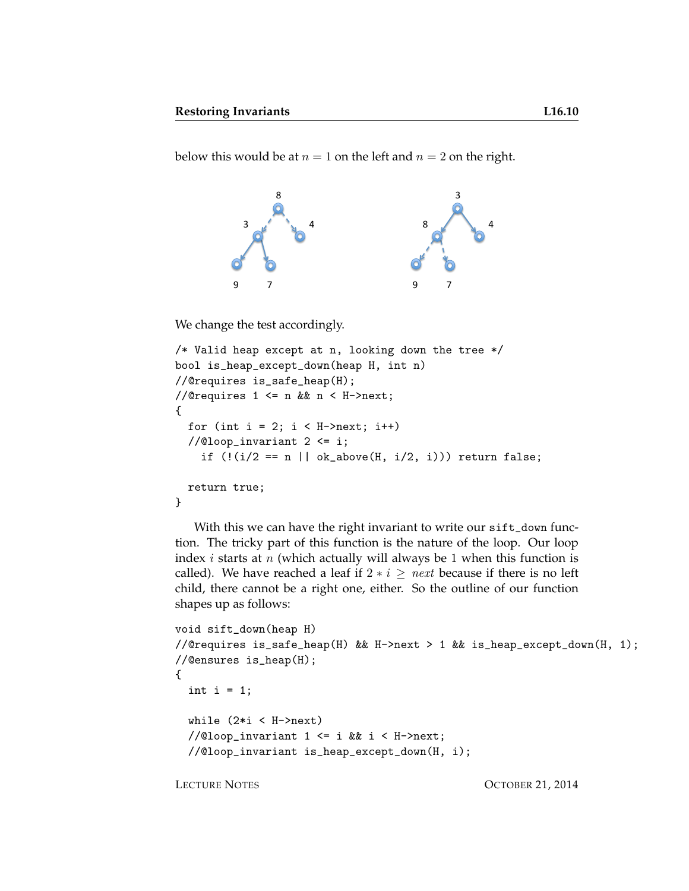below this would be at $n = 1$ on the left and $n = 2$ on the right.

We change the test accordingly.

```
/* Valid heap except at n, looking down the tree */
bool is_heap_except_down(heap H, int n)
//@requires is_safe_heap(H);
//@requires 1 <= n && n < H->next;
{
  for (int i = 2; i < H->next; i++)
  //@loop_invariant 2 <= i;
    if (!(i/2 == n || ok_above(H, i/2, i))) return false;

  return true;
}
```

With this we can have the right invariant to write our `sift_down` function. The tricky part of this function is the nature of the loop. Our loop index $i$ starts at $n$ (which actually will always be 1 when this function is called). We have reached a leaf if $2 * i \geq next$ because if there is no left child, there cannot be a right one, either. So the outline of our function shapes up as follows:

```
void sift_down(heap H)
//@requires is_safe_heap(H) && H->next > 1 && is_heap_except_down(H, 1);
//@ensures is_heap(H);
{
  int i = 1;

  while (2*i < H->next)
  //@loop_invariant 1 <= i && i < H->next;
  //@loop_invariant is_heap_except_down(H, i);
```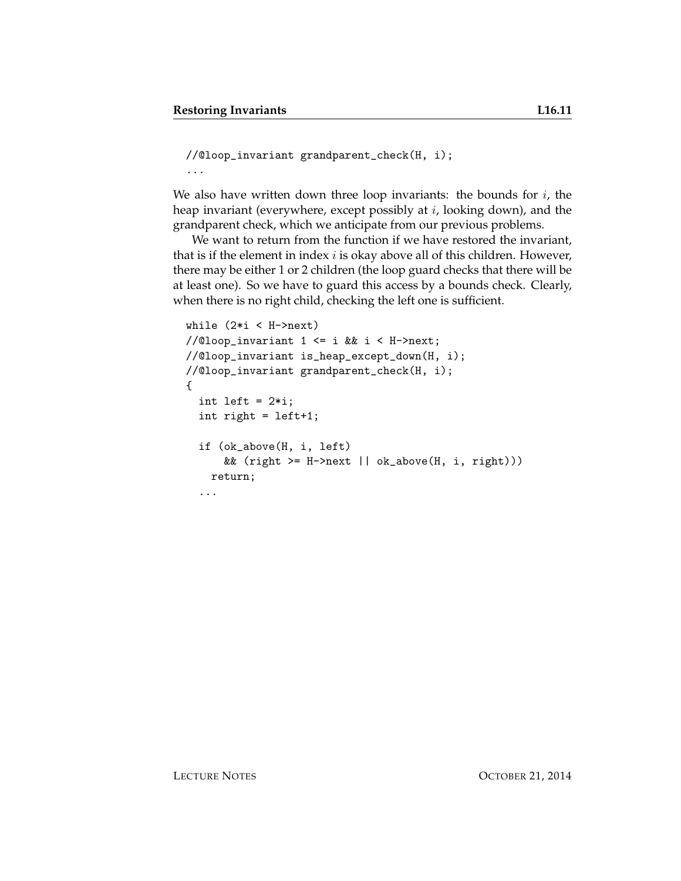```
//@loop_invariant grandparent_check(H, i);
...
```

We also have written down three loop invariants: the bounds for $i$, the heap invariant (everywhere, except possibly at $i$, looking down), and the grandparent check, which we anticipate from our previous problems.

We want to return from the function if we have restored the invariant, that is if the element in index $i$ is okay above all of this children. However, there may be either 1 or 2 children (the loop guard checks that there will be at least one). So we have to guard this access by a bounds check. Clearly, when there is no right child, checking the left one is sufficient.

```
while (2*i < H->next)
//@loop_invariant 1 <= i && i < H->next;
//@loop_invariant is_heap_except_down(H, i);
//@loop_invariant grandparent_check(H, i);
{
  int left = 2*i;
  int right = left+1;

  if (ok_above(H, i, left)
      && (right >= H->next || ok_above(H, i, right)))
    return;
  ...
```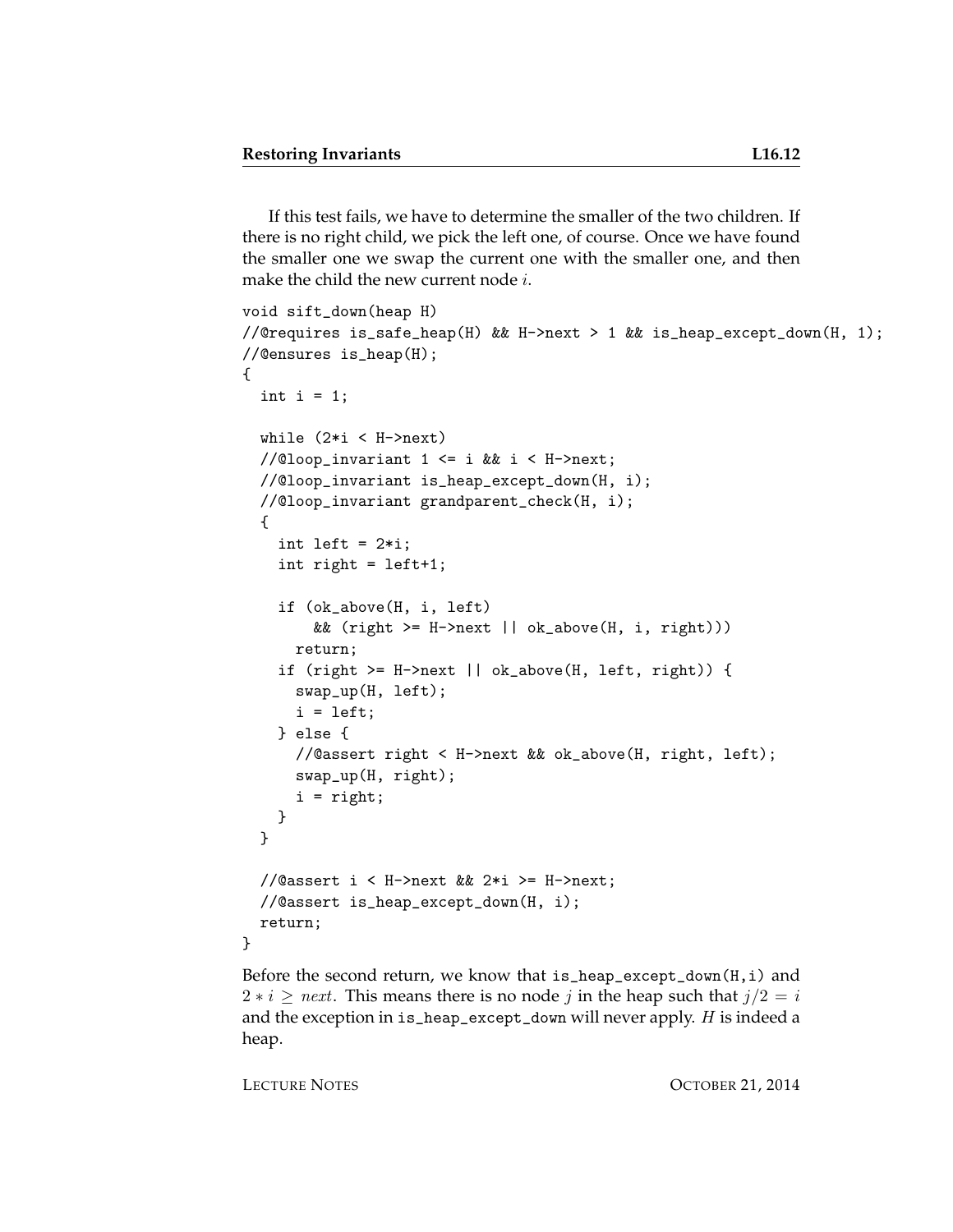If this test fails, we have to determine the smaller of the two children. If there is no right child, we pick the left one, of course. Once we have found the smaller one we swap the current one with the smaller one, and then make the child the new current node $i$.

```
void sift_down(heap H)
//@requires is_safe_heap(H) && H->next > 1 && is_heap_except_down(H, 1);
//@ensures is_heap(H);
{
  int i = 1;

  while (2*i < H->next)
  //@loop_invariant 1 <= i && i < H->next;
  //@loop_invariant is_heap_except_down(H, i);
  //@loop_invariant grandparent_check(H, i);
  {
    int left = 2*i;
    int right = left+1;

    if (ok_above(H, i, left)
        && (right >= H->next || ok_above(H, i, right)))
      return;
    if (right >= H->next || ok_above(H, left, right)) {
      swap_up(H, left);
      i = left;
    } else {
      //@assert right < H->next && ok_above(H, right, left);
      swap_up(H, right);
      i = right;
    }
  }

  //@assert i < H->next && 2*i >= H->next;
  //@assert is_heap_except_down(H, i);
  return;
}
```

Before the second return, we know that is_heap_except_down(H,i) and $2 * i \geq next$. This means there is no node $j$ in the heap such that $j/2 = i$ and the exception in is_heap_except_down will never apply. $H$ is indeed a heap.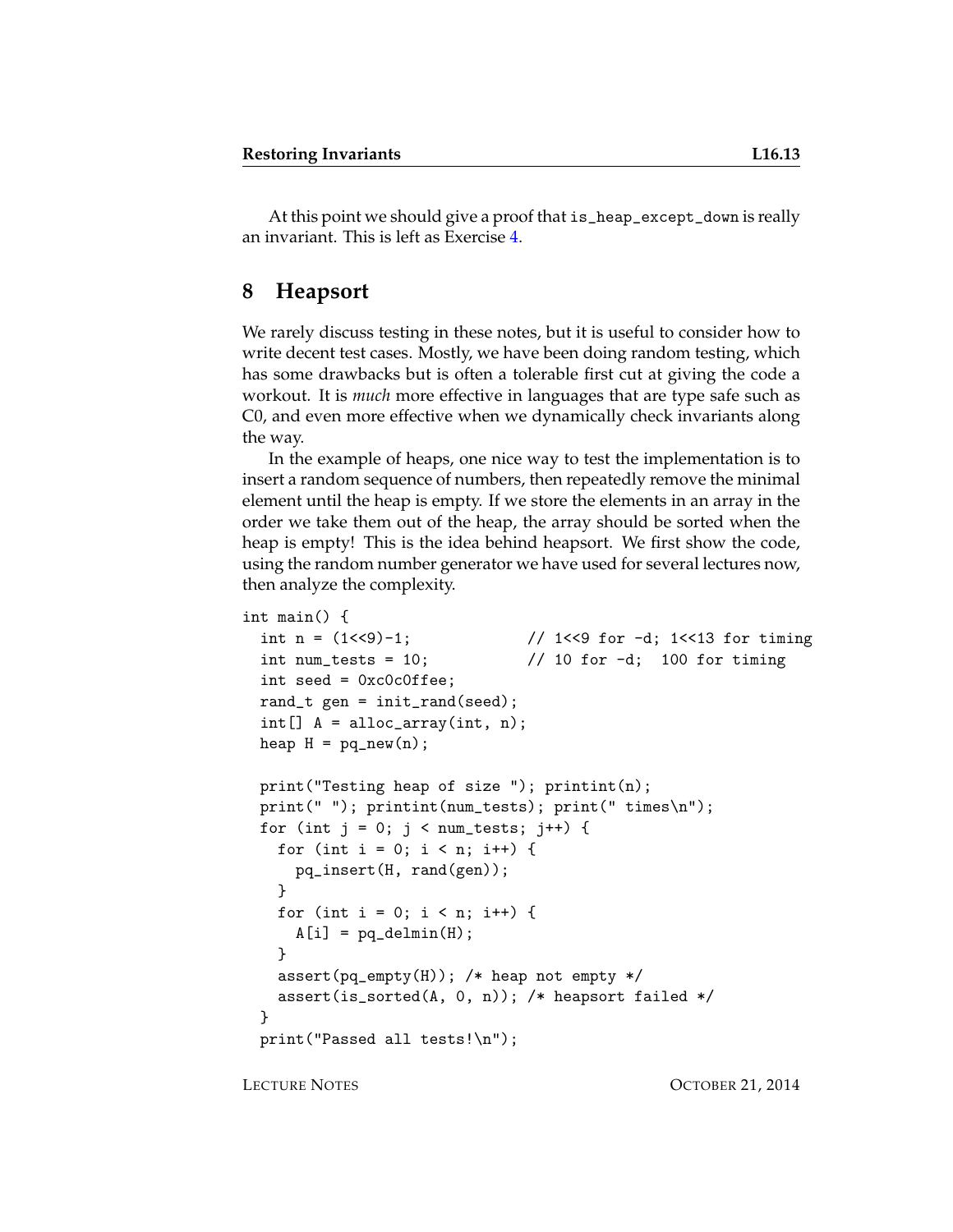At this point we should give a proof that `is_heap_except_down` is really an invariant. This is left as Exercise 4.

## 8 Heapsort

We rarely discuss testing in these notes, but it is useful to consider how to write decent test cases. Mostly, we have been doing random testing, which has some drawbacks but is often a tolerable first cut at giving the code a workout. It is *much* more effective in languages that are type safe such as C0, and even more effective when we dynamically check invariants along the way.

In the example of heaps, one nice way to test the implementation is to insert a random sequence of numbers, then repeatedly remove the minimal element until the heap is empty. If we store the elements in an array in the order we take them out of the heap, the array should be sorted when the heap is empty! This is the idea behind heapsort. We first show the code, using the random number generator we have used for several lectures now, then analyze the complexity.

```
int main() {
  int n = (1<<9)-1;              // 1<<9 for -d; 1<<13 for timing
  int num_tests = 10;            // 10 for -d;  100 for timing
  int seed = 0xc0c0ffee;
  rand_t gen = init_rand(seed);
  int[] A = alloc_array(int, n);
  heap H = pq_new(n);

  print("Testing heap of size "); printint(n);
  print(" "); printint(num_tests); print(" times\n");
  for (int j = 0; j < num_tests; j++) {
    for (int i = 0; i < n; i++) {
      pq_insert(H, rand(gen));
    }
    for (int i = 0; i < n; i++) {
      A[i] = pq_delmin(H);
    }
    assert(pq_empty(H)); /* heap not empty */
    assert(is_sorted(A, 0, n)); /* heapsort failed */
  }
  print("Passed all tests!\n");
```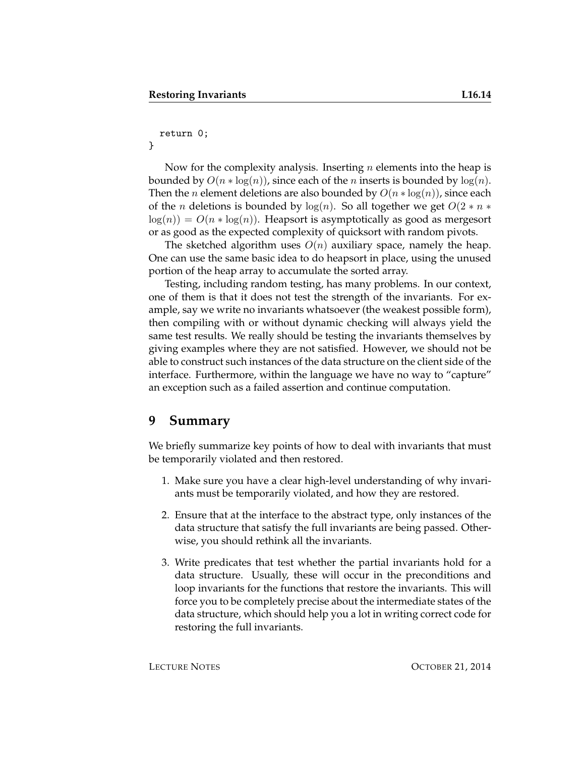```
  return 0;
}
```

Now for the complexity analysis. Inserting $n$ elements into the heap is bounded by $O(n * \log(n))$, since each of the $n$ inserts is bounded by $\log(n)$. Then the $n$ element deletions are also bounded by $O(n * \log(n))$, since each of the $n$ deletions is bounded by $\log(n)$. So all together we get $O(2 * n * \log(n)) = O(n * \log(n))$. Heapsort is asymptotically as good as mergesort or as good as the expected complexity of quicksort with random pivots.

The sketched algorithm uses $O(n)$ auxiliary space, namely the heap. One can use the same basic idea to do heapsort in place, using the unused portion of the heap array to accumulate the sorted array.

Testing, including random testing, has many problems. In our context, one of them is that it does not test the strength of the invariants. For example, say we write no invariants whatsoever (the weakest possible form), then compiling with or without dynamic checking will always yield the same test results. We really should be testing the invariants themselves by giving examples where they are not satisfied. However, we should not be able to construct such instances of the data structure on the client side of the interface. Furthermore, within the language we have no way to "capture" an exception such as a failed assertion and continue computation.

## 9 Summary

We briefly summarize key points of how to deal with invariants that must be temporarily violated and then restored.

1. Make sure you have a clear high-level understanding of why invariants must be temporarily violated, and how they are restored.

2. Ensure that at the interface to the abstract type, only instances of the data structure that satisfy the full invariants are being passed. Otherwise, you should rethink all the invariants.

3. Write predicates that test whether the partial invariants hold for a data structure. Usually, these will occur in the preconditions and loop invariants for the functions that restore the invariants. This will force you to be completely precise about the intermediate states of the data structure, which should help you a lot in writing correct code for restoring the full invariants.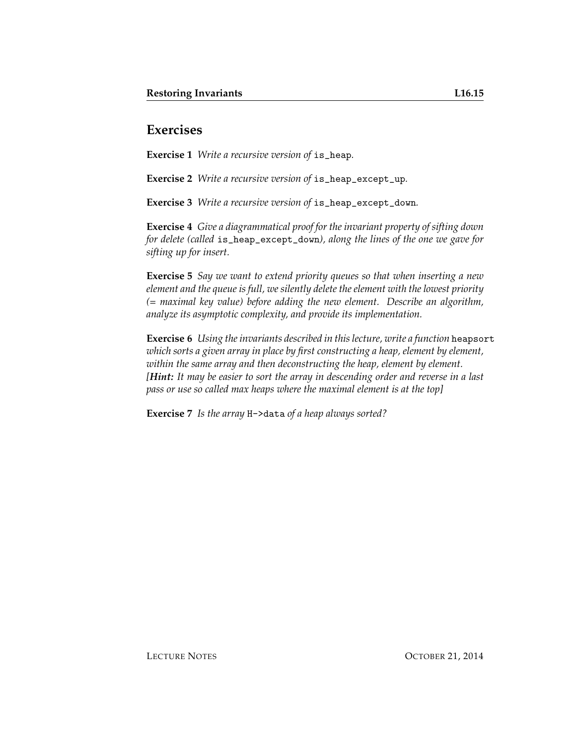## Exercises

**Exercise 1** *Write a recursive version of* `is_heap`*.*

**Exercise 2** *Write a recursive version of* `is_heap_except_up`*.*

**Exercise 3** *Write a recursive version of* `is_heap_except_down`*.*

**Exercise 4** *Give a diagrammatical proof for the invariant property of sifting down for delete (called* `is_heap_except_down`*), along the lines of the one we gave for sifting up for insert.*

**Exercise 5** *Say we want to extend priority queues so that when inserting a new element and the queue is full, we silently delete the element with the lowest priority (= maximal key value) before adding the new element. Describe an algorithm, analyze its asymptotic complexity, and provide its implementation.*

**Exercise 6** *Using the invariants described in this lecture, write a function* `heapsort` *which sorts a given array in place by first constructing a heap, element by element, within the same array and then deconstructing the heap, element by element. [**Hint:** It may be easier to sort the array in descending order and reverse in a last pass or use so called max heaps where the maximal element is at the top]*

**Exercise 7** *Is the array* `H->data` *of a heap always sorted?*